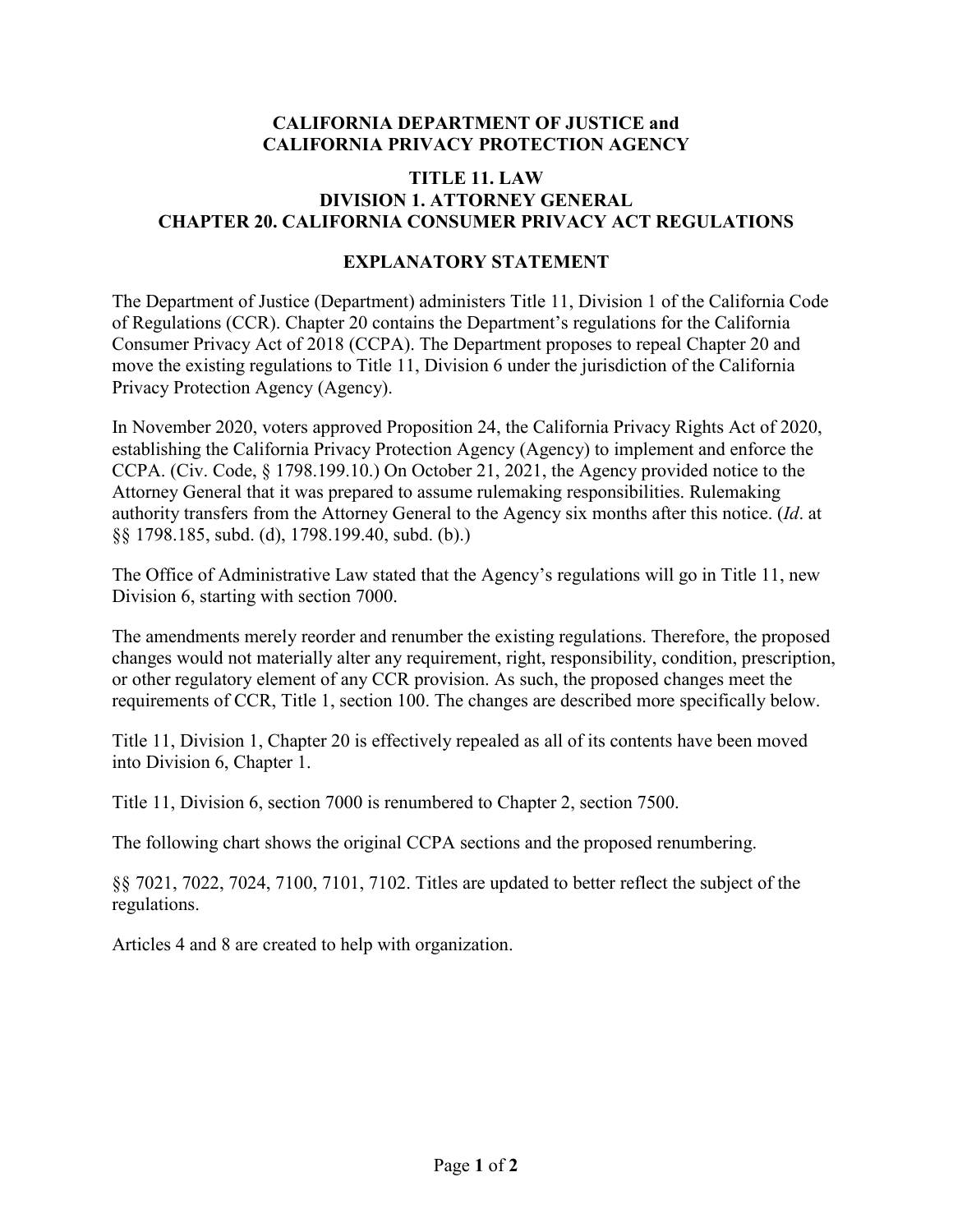**CALIFORNIA DEPARTMENT OF JUSTICE and CALIFORNIA PRIVACY PROTECTION AGENCY**

**TITLE 11. LAW**
**DIVISION 1. ATTORNEY GENERAL**
**CHAPTER 20. CALIFORNIA CONSUMER PRIVACY ACT REGULATIONS**

**EXPLANATORY STATEMENT**

The Department of Justice (Department) administers Title 11, Division 1 of the California Code of Regulations (CCR). Chapter 20 contains the Department's regulations for the California Consumer Privacy Act of 2018 (CCPA). The Department proposes to repeal Chapter 20 and move the existing regulations to Title 11, Division 6 under the jurisdiction of the California Privacy Protection Agency (Agency).

In November 2020, voters approved Proposition 24, the California Privacy Rights Act of 2020, establishing the California Privacy Protection Agency (Agency) to implement and enforce the CCPA. (Civ. Code, § 1798.199.10.) On October 21, 2021, the Agency provided notice to the Attorney General that it was prepared to assume rulemaking responsibilities. Rulemaking authority transfers from the Attorney General to the Agency six months after this notice. (*Id*. at §§ 1798.185, subd. (d), 1798.199.40, subd. (b).)

The Office of Administrative Law stated that the Agency's regulations will go in Title 11, new Division 6, starting with section 7000.

The amendments merely reorder and renumber the existing regulations. Therefore, the proposed changes would not materially alter any requirement, right, responsibility, condition, prescription, or other regulatory element of any CCR provision. As such, the proposed changes meet the requirements of CCR, Title 1, section 100. The changes are described more specifically below.

Title 11, Division 1, Chapter 20 is effectively repealed as all of its contents have been moved into Division 6, Chapter 1.

Title 11, Division 6, section 7000 is renumbered to Chapter 2, section 7500.

The following chart shows the original CCPA sections and the proposed renumbering.

§§ 7021, 7022, 7024, 7100, 7101, 7102. Titles are updated to better reflect the subject of the regulations.

Articles 4 and 8 are created to help with organization.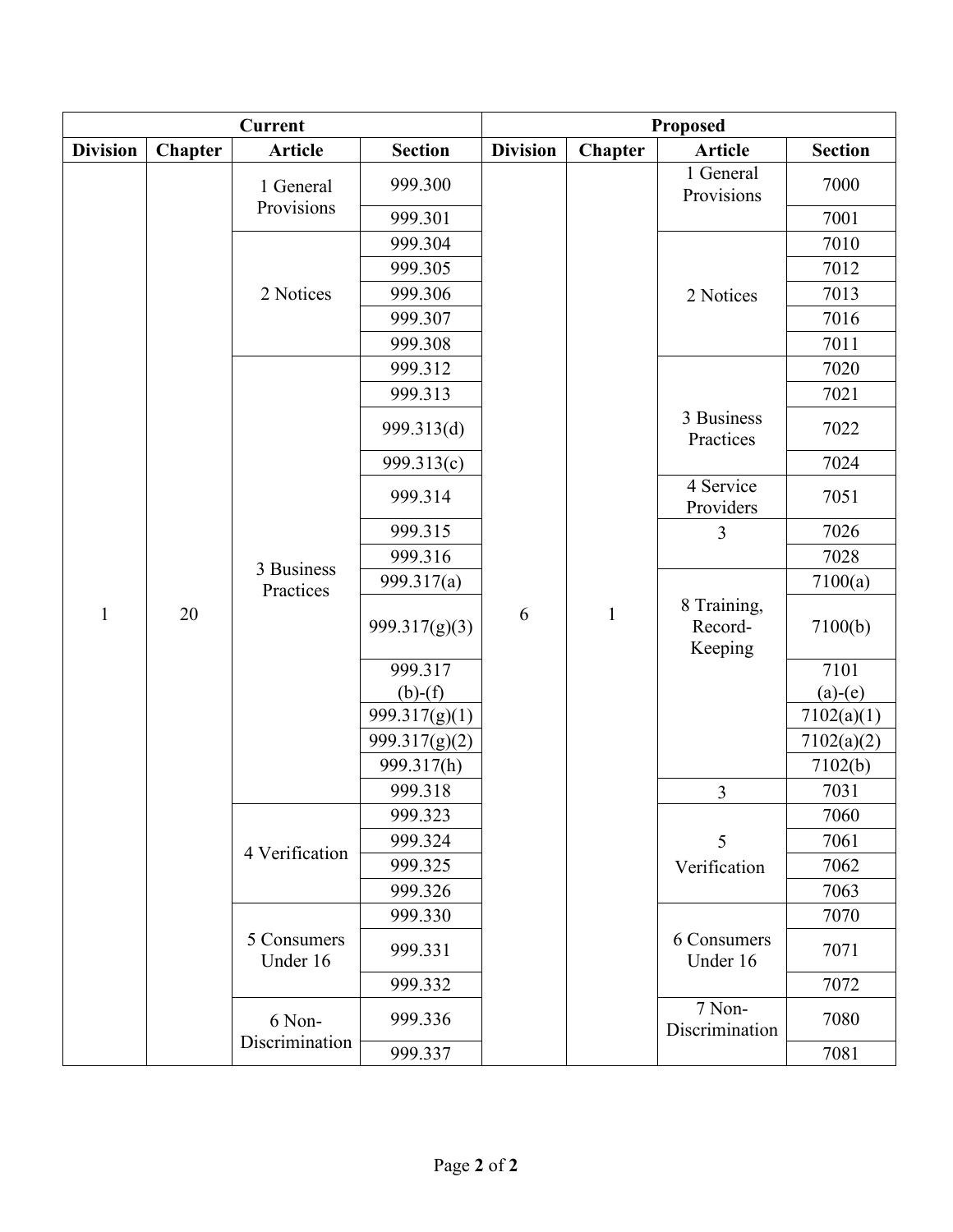| Current | | | | Proposed | | | |
|---|---|---|---|---|---|---|---|
| Division | Chapter | Article | Section | Division | Chapter | Article | Section |
| 1 | 20 | 1 General Provisions | 999.300 | 6 | 1 | 1 General Provisions | 7000 |
| | | | 999.301 | | | | 7001 |
| | | 2 Notices | 999.304 | | | 2 Notices | 7010 |
| | | | 999.305 | | | | 7012 |
| | | | 999.306 | | | | 7013 |
| | | | 999.307 | | | | 7016 |
| | | | 999.308 | | | | 7011 |
| | | 3 Business Practices | 999.312 | | | 3 Business Practices | 7020 |
| | | | 999.313 | | | | 7021 |
| | | | 999.313(d) | | | | 7022 |
| | | | 999.313(c) | | | | 7024 |
| | | | 999.314 | | | 4 Service Providers | 7051 |
| | | | 999.315 | | | 3 | 7026 |
| | | | 999.316 | | | | 7028 |
| | | | 999.317(a) | | | 8 Training, Record-Keeping | 7100(a) |
| | | | 999.317(g)(3) | | | | 7100(b) |
| | | | 999.317 (b)-(f) | | | | 7101 (a)-(e) |
| | | | 999.317(g)(1) | | | | 7102(a)(1) |
| | | | 999.317(g)(2) | | | | 7102(a)(2) |
| | | | 999.317(h) | | | | 7102(b) |
| | | | 999.318 | | | 3 | 7031 |
| | | 4 Verification | 999.323 | | | 5 Verification | 7060 |
| | | | 999.324 | | | | 7061 |
| | | | 999.325 | | | | 7062 |
| | | | 999.326 | | | | 7063 |
| | | 5 Consumers Under 16 | 999.330 | | | 6 Consumers Under 16 | 7070 |
| | | | 999.331 | | | | 7071 |
| | | | 999.332 | | | | 7072 |
| | | 6 Non-Discrimination | 999.336 | | | 7 Non-Discrimination | 7080 |
| | | | 999.337 | | | | 7081 |